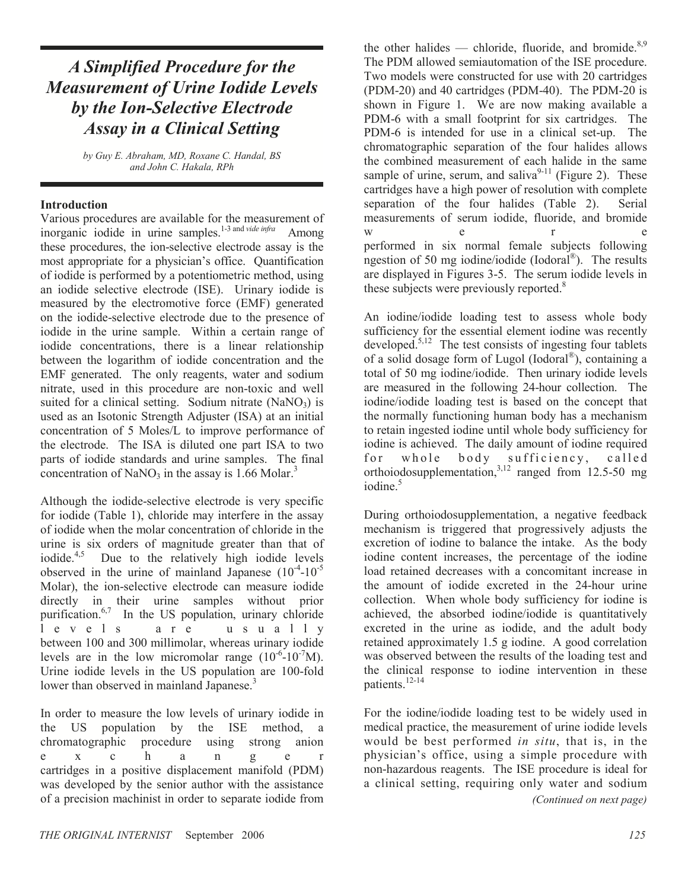# A Simplified Procedure for the Measurement of Urine Iodide Levels by the Ion-Selective Electrode Assay in a Clinical Setting

*by Guy E. Abraham, MD, Roxane C. Handal, BS and John C. Hakala, RPh*

## Introduction

Various procedures are available for the measurement of inorganic iodide in urine samples.[1-3 and *vide infra*] Among these procedures, the ion-selective electrode assay is the most appropriate for a physician's office. Quantification of iodide is performed by a potentiometric method, using an iodide selective electrode (ISE). Urinary iodide is measured by the electromotive force (EMF) generated on the iodide-selective electrode due to the presence of iodide in the urine sample. Within a certain range of iodide concentrations, there is a linear relationship between the logarithm of iodide concentration and the EMF generated. The only reagents, water and sodium nitrate, used in this procedure are non-toxic and well suited for a clinical setting. Sodium nitrate ($NaNO_3$) is used as an Isotonic Strength Adjuster (ISA) at an initial concentration of 5 Moles/L to improve performance of the electrode. The ISA is diluted one part ISA to two parts of iodide standards and urine samples. The final concentration of $NaNO_3$ in the assay is 1.66 Molar.[3]

Although the iodide-selective electrode is very specific for iodide (Table 1), chloride may interfere in the assay of iodide when the molar concentration of chloride in the urine is six orders of magnitude greater than that of iodide.[4,5] Due to the relatively high iodide levels observed in the urine of mainland Japanese ($10^{-4}$-$10^{-5}$ Molar), the ion-selective electrode can measure iodide directly in their urine samples without prior purification.[6,7] In the US population, urinary chloride levels are usually between 100 and 300 millimolar, whereas urinary iodide levels are in the low micromolar range ($10^{-6}$-$10^{-7}$M). Urine iodide levels in the US population are 100-fold lower than observed in mainland Japanese.[3]

In order to measure the low levels of urinary iodide in the US population by the ISE method, a chromatographic procedure using strong anion exchanger cartridges in a positive displacement manifold (PDM) was developed by the senior author with the assistance of a precision machinist in order to separate iodide from the other halides — chloride, fluoride, and bromide.[8,9] The PDM allowed semiautomation of the ISE procedure. Two models were constructed for use with 20 cartridges (PDM-20) and 40 cartridges (PDM-40). The PDM-20 is shown in Figure 1. We are now making available a PDM-6 with a small footprint for six cartridges. The PDM-6 is intended for use in a clinical set-up. The chromatographic separation of the four halides allows the combined measurement of each halide in the same sample of urine, serum, and saliva[9-11] (Figure 2). These cartridges have a high power of resolution with complete separation of the four halides (Table 2). Serial measurements of serum iodide, fluoride, and bromide were performed in six normal female subjects following ngestion of 50 mg iodine/iodide (Iodoral®). The results are displayed in Figures 3-5. The serum iodide levels in these subjects were previously reported.[8]

An iodine/iodide loading test to assess whole body sufficiency for the essential element iodine was recently developed.[5,12] The test consists of ingesting four tablets of a solid dosage form of Lugol (Iodoral®), containing a total of 50 mg iodine/iodide. Then urinary iodide levels are measured in the following 24-hour collection. The iodine/iodide loading test is based on the concept that the normally functioning human body has a mechanism to retain ingested iodine until whole body sufficiency for iodine is achieved. The daily amount of iodine required for whole body sufficiency, called orthoiodosupplementation,[3,12] ranged from 12.5-50 mg iodine.[5]

During orthoiodosupplementation, a negative feedback mechanism is triggered that progressively adjusts the excretion of iodine to balance the intake. As the body iodine content increases, the percentage of the iodine load retained decreases with a concomitant increase in the amount of iodide excreted in the 24-hour urine collection. When whole body sufficiency for iodine is achieved, the absorbed iodine/iodide is quantitatively excreted in the urine as iodide, and the adult body retained approximately 1.5 g iodine. A good correlation was observed between the results of the loading test and the clinical response to iodine intervention in these patients.[12-14]

For the iodine/iodide loading test to be widely used in medical practice, the measurement of urine iodide levels would be best performed *in situ*, that is, in the physician's office, using a simple procedure with non-hazardous reagents. The ISE procedure is ideal for a clinical setting, requiring only water and sodium

*(Continued on next page)*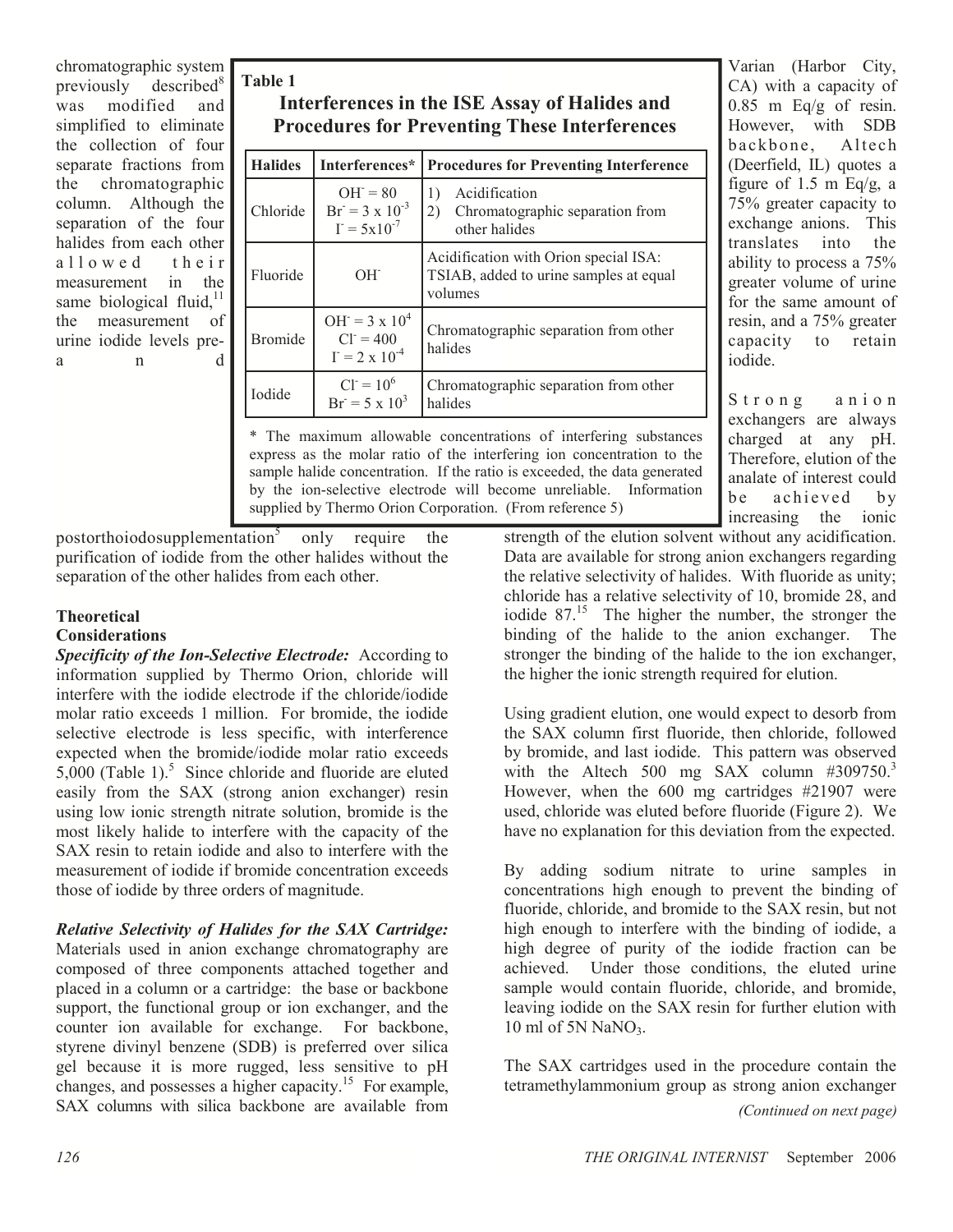chromatographic system previously described[8] was modified and simplified to eliminate the collection of four separate fractions from the chromatographic column. Although the separation of the four halides from each other allowed their measurement in the same biological fluid,[11] the measurement of urine iodide levels pre- and postorthoiodosupplementation[5] only require the purification of iodide from the other halides without the separation of the other halides from each other.

**Table 1**

**Interferences in the ISE Assay of Halides and Procedures for Preventing These Interferences**

| Halides | Interferences* | Procedures for Preventing Interference |
|---|---|---|
| Chloride | $OH^- = 80$ <br> $Br^- = 3 \times 10^{-3}$ <br> $I^- = 5 \times 10^{-7}$ | 1) Acidification <br> 2) Chromatographic separation from other halides |
| Fluoride | $OH^-$ | Acidification with Orion special ISA: TSIAB, added to urine samples at equal volumes |
| Bromide | $OH^- = 3 \times 10^4$ <br> $Cl^- = 400$ <br> $I^- = 2 \times 10^{-4}$ | Chromatographic separation from other halides |
| Iodide | $Cl^- = 10^6$ <br> $Br^- = 5 \times 10^3$ | Chromatographic separation from other halides |

\* The maximum allowable concentrations of interfering substances express as the molar ratio of the interfering ion concentration to the sample halide concentration. If the ratio is exceeded, the data generated by the ion-selective electrode will become unreliable. Information supplied by Thermo Orion Corporation. (From reference 5)

## Theoretical Considerations

***Specificity of the Ion-Selective Electrode:*** According to information supplied by Thermo Orion, chloride will interfere with the iodide electrode if the chloride/iodide molar ratio exceeds 1 million. For bromide, the iodide selective electrode is less specific, with interference expected when the bromide/iodide molar ratio exceeds 5,000 (Table 1).[5] Since chloride and fluoride are eluted easily from the SAX (strong anion exchanger) resin using low ionic strength nitrate solution, bromide is the most likely halide to interfere with the capacity of the SAX resin to retain iodide and also to interfere with the measurement of iodide if bromide concentration exceeds those of iodide by three orders of magnitude.

***Relative Selectivity of Halides for the SAX Cartridge:*** Materials used in anion exchange chromatography are composed of three components attached together and placed in a column or a cartridge: the base or backbone support, the functional group or ion exchanger, and the counter ion available for exchange. For backbone, styrene divinyl benzene (SDB) is preferred over silica gel because it is more rugged, less sensitive to pH changes, and possesses a higher capacity.[15] For example, SAX columns with silica backbone are available from Varian (Harbor City, CA) with a capacity of 0.85 m Eq/g of resin. However, with SDB backbone, Altech (Deerfield, IL) quotes a figure of 1.5 m Eq/g, a 75% greater capacity to exchange anions. This translates into the ability to process a 75% greater volume of urine for the same amount of resin, and a 75% greater capacity to retain iodide.

Strong anion exchangers are always charged at any pH. Therefore, elution of the analate of interest could be achieved by increasing the ionic strength of the elution solvent without any acidification. Data are available for strong anion exchangers regarding the relative selectivity of halides. With fluoride as unity; chloride has a relative selectivity of 10, bromide 28, and iodide 87.[15] The higher the number, the stronger the binding of the halide to the anion exchanger. The stronger the binding of the halide to the ion exchanger, the higher the ionic strength required for elution.

Using gradient elution, one would expect to desorb from the SAX column first fluoride, then chloride, followed by bromide, and last iodide. This pattern was observed with the Altech 500 mg SAX column #309750.[3] However, when the 600 mg cartridges #21907 were used, chloride was eluted before fluoride (Figure 2). We have no explanation for this deviation from the expected.

By adding sodium nitrate to urine samples in concentrations high enough to prevent the binding of fluoride, chloride, and bromide to the SAX resin, but not high enough to interfere with the binding of iodide, a high degree of purity of the iodide fraction can be achieved. Under those conditions, the eluted urine sample would contain fluoride, chloride, and bromide, leaving iodide on the SAX resin for further elution with 10 ml of 5N $NaNO_3$.

The SAX cartridges used in the procedure contain the tetramethylammonium group as strong anion exchanger

*(Continued on next page)*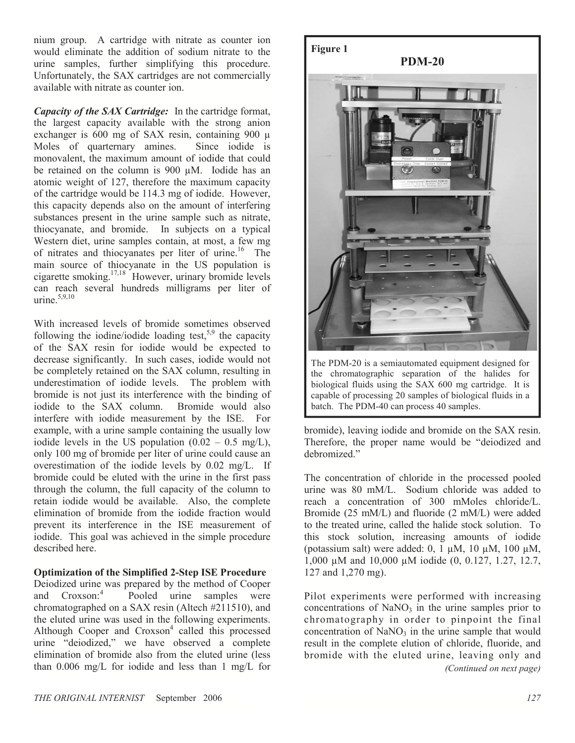nium group. A cartridge with nitrate as counter ion would eliminate the addition of sodium nitrate to the urine samples, further simplifying this procedure. Unfortunately, the SAX cartridges are not commercially available with nitrate as counter ion.

***Capacity of the SAX Cartridge:*** In the cartridge format, the largest capacity available with the strong anion exchanger is 600 mg of SAX resin, containing 900 µ Moles of quarternary amines. Since iodide is monovalent, the maximum amount of iodide that could be retained on the column is 900 µM. Iodide has an atomic weight of 127, therefore the maximum capacity of the cartridge would be 114.3 mg of iodide. However, this capacity depends also on the amount of interfering substances present in the urine sample such as nitrate, thiocyanate, and bromide. In subjects on a typical Western diet, urine samples contain, at most, a few mg of nitrates and thiocyanates per liter of urine.[16] The main source of thiocyanate in the US population is cigarette smoking.[17,18] However, urinary bromide levels can reach several hundreds milligrams per liter of urine.[5,9,10]

With increased levels of bromide sometimes observed following the iodine/iodide loading test,[5,9] the capacity of the SAX resin for iodide would be expected to decrease significantly. In such cases, iodide would not be completely retained on the SAX column, resulting in underestimation of iodide levels. The problem with bromide is not just its interference with the binding of iodide to the SAX column. Bromide would also interfere with iodide measurement by the ISE. For example, with a urine sample containing the usually low iodide levels in the US population (0.02 – 0.5 mg/L), only 100 mg of bromide per liter of urine could cause an overestimation of the iodide levels by 0.02 mg/L. If bromide could be eluted with the urine in the first pass through the column, the full capacity of the column to retain iodide would be available. Also, the complete elimination of bromide from the iodide fraction would prevent its interference in the ISE measurement of iodide. This goal was achieved in the simple procedure described here.

## Optimization of the Simplified 2-Step ISE Procedure

Deiodized urine was prepared by the method of Cooper and Croxson:[4] Pooled urine samples were chromatographed on a SAX resin (Altech #211510), and the eluted urine was used in the following experiments. Although Cooper and Croxson[4] called this processed urine "deiodized," we have observed a complete elimination of bromide also from the eluted urine (less than 0.006 mg/L for iodide and less than 1 mg/L for bromide), leaving iodide and bromide on the SAX resin. Therefore, the proper name would be "deiodized and debromized."

**Figure 1**

**PDM-20**

The PDM-20 is a semiautomated equipment designed for the chromatographic separation of the halides for biological fluids using the SAX 600 mg cartridge. It is capable of processing 20 samples of biological fluids in a batch. The PDM-40 can process 40 samples.

The concentration of chloride in the processed pooled urine was 80 mM/L. Sodium chloride was added to reach a concentration of 300 mMoles chloride/L. Bromide (25 mM/L) and fluoride (2 mM/L) were added to the treated urine, called the halide stock solution. To this stock solution, increasing amounts of iodide (potassium salt) were added: 0, 1 µM, 10 µM, 100 µM, 1,000 µM and 10,000 µM iodide (0, 0.127, 1.27, 12.7, 127 and 1,270 mg).

Pilot experiments were performed with increasing concentrations of $NaNO_3$ in the urine samples prior to chromatography in order to pinpoint the final concentration of $NaNO_3$ in the urine sample that would result in the complete elution of chloride, fluoride, and bromide with the eluted urine, leaving only and

*(Continued on next page)*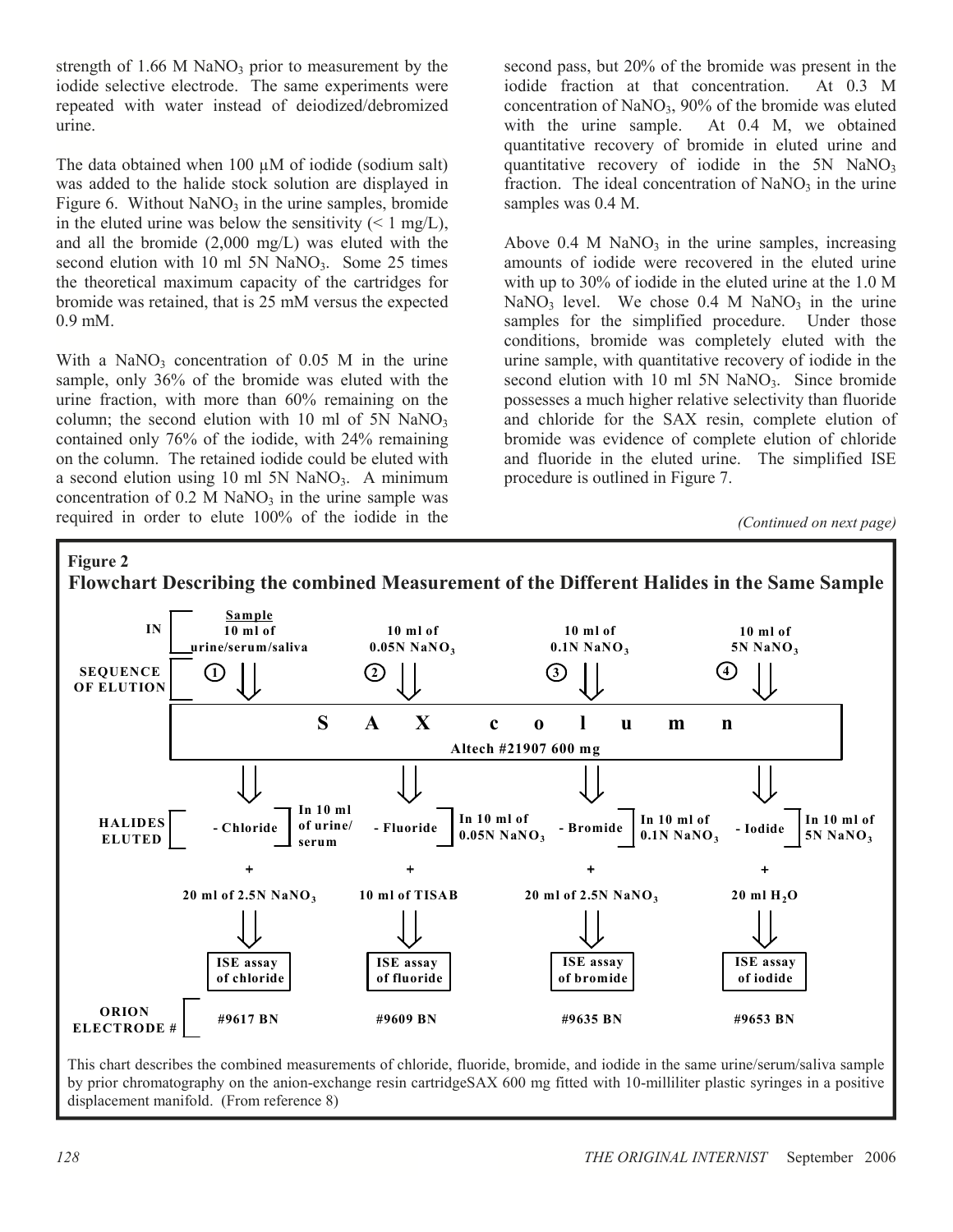strength of 1.66 M $NaNO_3$ prior to measurement by the iodide selective electrode. The same experiments were repeated with water instead of deiodized/debromized urine.

The data obtained when 100 μM of iodide (sodium salt) was added to the halide stock solution are displayed in Figure 6. Without $NaNO_3$ in the urine samples, bromide in the eluted urine was below the sensitivity (< 1 mg/L), and all the bromide (2,000 mg/L) was eluted with the second elution with 10 ml 5N $NaNO_3$. Some 25 times the theoretical maximum capacity of the cartridges for bromide was retained, that is 25 mM versus the expected 0.9 mM.

With a $NaNO_3$ concentration of 0.05 M in the urine sample, only 36% of the bromide was eluted with the urine fraction, with more than 60% remaining on the column; the second elution with 10 ml of 5N $NaNO_3$ contained only 76% of the iodide, with 24% remaining on the column. The retained iodide could be eluted with a second elution using 10 ml 5N $NaNO_3$. A minimum concentration of 0.2 M $NaNO_3$ in the urine sample was required in order to elute 100% of the iodide in the second pass, but 20% of the bromide was present in the iodide fraction at that concentration. At 0.3 M concentration of $NaNO_3$, 90% of the bromide was eluted with the urine sample. At 0.4 M, we obtained quantitative recovery of bromide in eluted urine and quantitative recovery of iodide in the 5N $NaNO_3$ fraction. The ideal concentration of $NaNO_3$ in the urine samples was 0.4 M.

Above 0.4 M $NaNO_3$ in the urine samples, increasing amounts of iodide were recovered in the eluted urine with up to 30% of iodide in the eluted urine at the 1.0 M $NaNO_3$ level. We chose 0.4 M $NaNO_3$ in the urine samples for the simplified procedure. Under those conditions, bromide was completely eluted with the urine sample, with quantitative recovery of iodide in the second elution with 10 ml 5N $NaNO_3$. Since bromide possesses a much higher relative selectivity than fluoride and chloride for the SAX resin, complete elution of bromide was evidence of complete elution of chloride and fluoride in the eluted urine. The simplified ISE procedure is outlined in Figure 7.

*(Continued on next page)*

**Figure 2**

**Flowchart Describing the combined Measurement of the Different Halides in the Same Sample**

| | 1 | 2 | 3 | 4 |
|---|---|---|---|---|
| IN | Sample: 10 ml of urine/serum/saliva | 10 ml of 0.05N $NaNO_3$ | 10 ml of 0.1N $NaNO_3$ | 10 ml of 5N $NaNO_3$ |
| SEQUENCE OF ELUTION | SAX column (Altech #21907 600 mg) | | | |
| HALIDES ELUTED | - Chloride (In 10 ml of urine/serum) | - Fluoride (In 10 ml of 0.05N $NaNO_3$) | - Bromide (In 10 ml of 0.1N $NaNO_3$) | - Iodide (In 10 ml of 5N $NaNO_3$) |
| + | 20 ml of 2.5N $NaNO_3$ | 10 ml of TISAB | 20 ml of 2.5N $NaNO_3$ | 20 ml $H_2O$ |
| | ISE assay of chloride | ISE assay of fluoride | ISE assay of bromide | ISE assay of iodide |
| ORION ELECTRODE # | #9617 BN | #9609 BN | #9635 BN | #9653 BN |

This chart describes the combined measurements of chloride, fluoride, bromide, and iodide in the same urine/serum/saliva sample by prior chromatography on the anion-exchange resin cartridgeSAX 600 mg fitted with 10-milliliter plastic syringes in a positive displacement manifold. (From reference 8)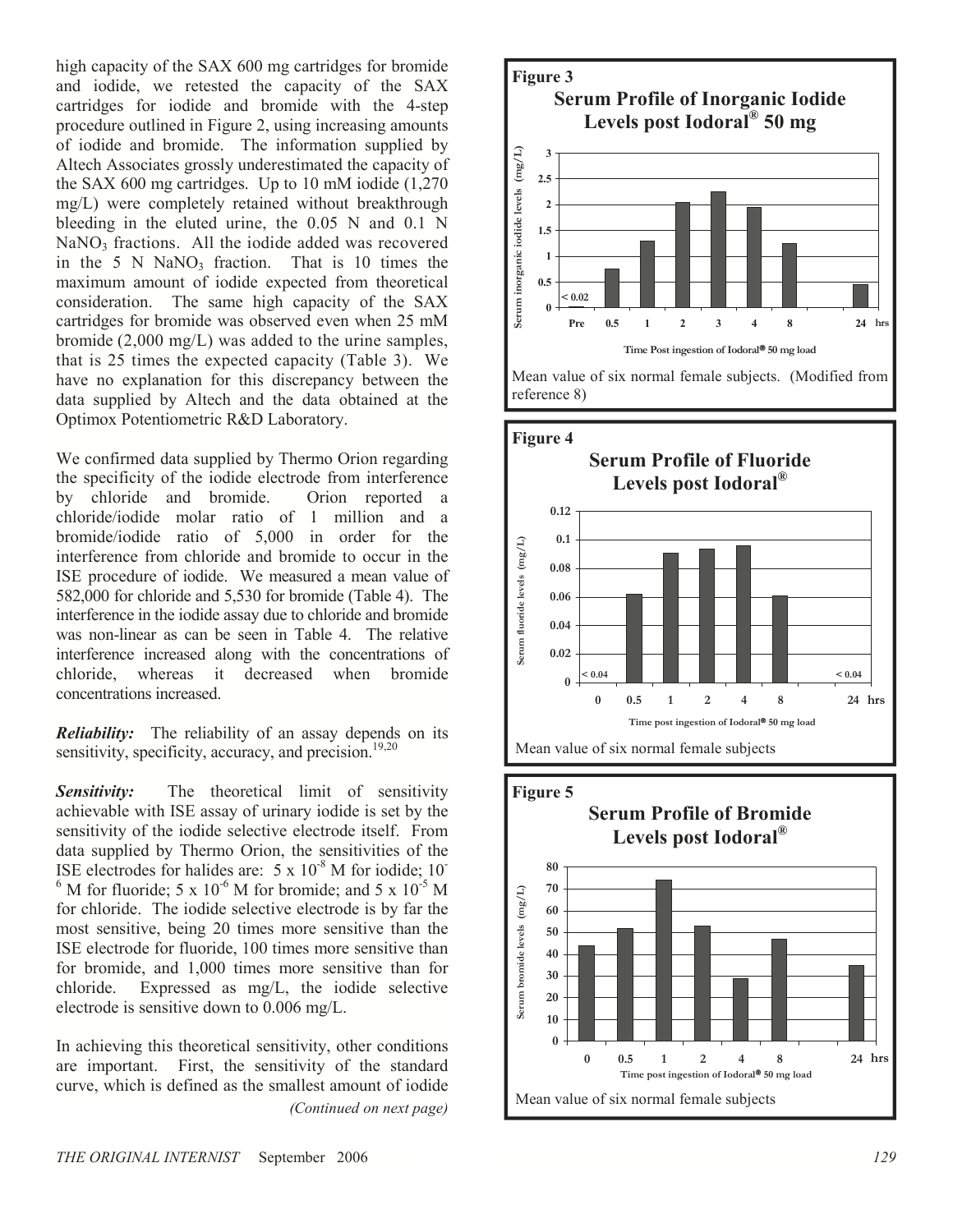high capacity of the SAX 600 mg cartridges for bromide and iodide, we retested the capacity of the SAX cartridges for iodide and bromide with the 4-step procedure outlined in Figure 2, using increasing amounts of iodide and bromide. The information supplied by Altech Associates grossly underestimated the capacity of the SAX 600 mg cartridges. Up to 10 mM iodide (1,270 mg/L) were completely retained without breakthrough bleeding in the eluted urine, the 0.05 N and 0.1 N $NaNO_3$ fractions. All the iodide added was recovered in the 5 N $NaNO_3$ fraction. That is 10 times the maximum amount of iodide expected from theoretical consideration. The same high capacity of the SAX cartridges for bromide was observed even when 25 mM bromide (2,000 mg/L) was added to the urine samples, that is 25 times the expected capacity (Table 3). We have no explanation for this discrepancy between the data supplied by Altech and the data obtained at the Optimox Potentiometric R&D Laboratory.

We confirmed data supplied by Thermo Orion regarding the specificity of the iodide electrode from interference by chloride and bromide. Orion reported a chloride/iodide molar ratio of 1 million and a bromide/iodide ratio of 5,000 in order for the interference from chloride and bromide to occur in the ISE procedure of iodide. We measured a mean value of 582,000 for chloride and 5,530 for bromide (Table 4). The interference in the iodide assay due to chloride and bromide was non-linear as can be seen in Table 4. The relative interference increased along with the concentrations of chloride, whereas it decreased when bromide concentrations increased.

***Reliability:*** The reliability of an assay depends on its sensitivity, specificity, accuracy, and precision.[19,20]

***Sensitivity:*** The theoretical limit of sensitivity achievable with ISE assay of urinary iodide is set by the sensitivity of the iodide selective electrode itself. From data supplied by Thermo Orion, the sensitivities of the ISE electrodes for halides are: $5 \times 10^{-8}$ M for iodide; $10^{-6}$ M for fluoride; $5 \times 10^{-6}$ M for bromide; and $5 \times 10^{-5}$ M for chloride. The iodide selective electrode is by far the most sensitive, being 20 times more sensitive than the ISE electrode for fluoride, 100 times more sensitive than for bromide, and 1,000 times more sensitive than for chloride. Expressed as mg/L, the iodide selective electrode is sensitive down to 0.006 mg/L.

In achieving this theoretical sensitivity, other conditions are important. First, the sensitivity of the standard curve, which is defined as the smallest amount of iodide

*(Continued on next page)*

**Figure 3**

**Serum Profile of Inorganic Iodide Levels post Iodoral® 50 mg**

| Time Post ingestion of Iodoral® 50 mg load (hrs) | Pre | 0.5 | 1 | 2 | 3 | 4 | 8 | 24 |
|---|---|---|---|---|---|---|---|---|
| Serum inorganic iodide levels (mg/L) | < 0.02 | 0.75 | 1.3 | 2.05 | 2.25 | 1.95 | 1.25 | 0.45 |

Mean value of six normal female subjects. (Modified from reference 8)

**Figure 4**

**Serum Profile of Fluoride Levels post Iodoral®**

| Time post ingestion of Iodoral® 50 mg load (hrs) | 0 | 0.5 | 1 | 2 | 4 | 8 | 24 |
|---|---|---|---|---|---|---|---|
| Serum fluoride levels (mg/L) | < 0.04 | 0.062 | 0.091 | 0.094 | 0.096 | 0.061 | < 0.04 |

Mean value of six normal female subjects

**Figure 5**

**Serum Profile of Bromide Levels post Iodoral®**

| Time post ingestion of Iodoral® 50 mg load (hrs) | 0 | 0.5 | 1 | 2 | 4 | 8 | 24 |
|---|---|---|---|---|---|---|---|
| Serum bromide levels (mg/L) | 44 | 52 | 74 | 53 | 29 | 47 | 35 |

Mean value of six normal female subjects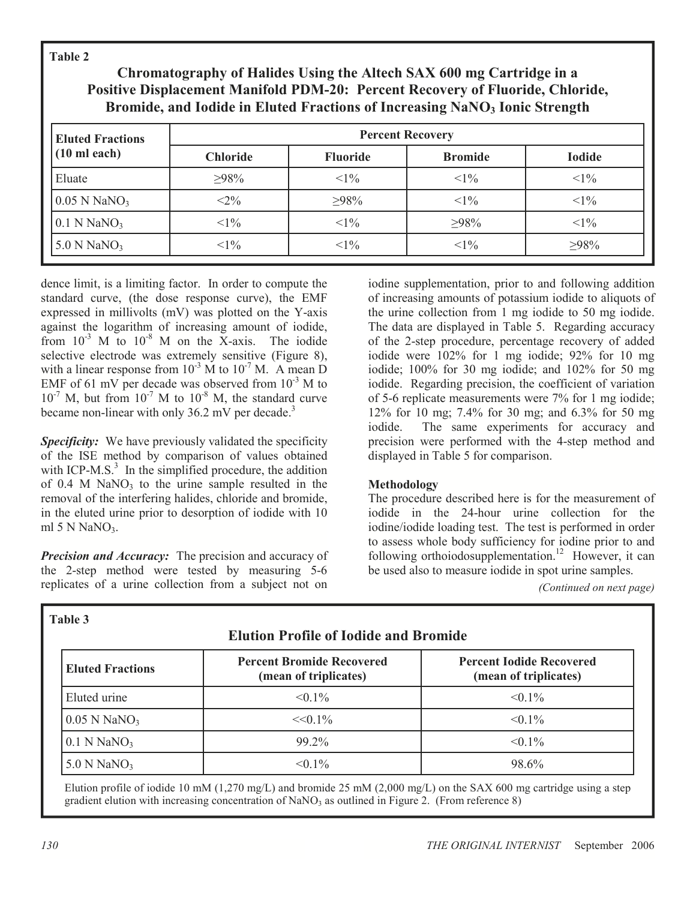**Table 2**

**Chromatography of Halides Using the Altech SAX 600 mg Cartridge in a Positive Displacement Manifold PDM-20: Percent Recovery of Fluoride, Chloride, Bromide, and Iodide in Eluted Fractions of Increasing $NaNO_3$ Ionic Strength**

| Eluted Fractions (10 ml each) | Percent Recovery | | | |
|---|---|---|---|---|
| | Chloride | Fluoride | Bromide | Iodide |
| Eluate | ≥98% | <1% | <1% | <1% |
| 0.05 N $NaNO_3$ | <2% | ≥98% | <1% | <1% |
| 0.1 N $NaNO_3$ | <1% | <1% | ≥98% | <1% |
| 5.0 N $NaNO_3$ | <1% | <1% | <1% | ≥98% |

dence limit, is a limiting factor. In order to compute the standard curve, (the dose response curve), the EMF expressed in millivolts (mV) was plotted on the Y-axis against the logarithm of increasing amount of iodide, from $10^{-3}$ M to $10^{-8}$ M on the X-axis. The iodide selective electrode was extremely sensitive (Figure 8), with a linear response from $10^{-3}$ M to $10^{-7}$ M. A mean D EMF of 61 mV per decade was observed from $10^{-3}$ M to $10^{-7}$ M, but from $10^{-7}$ M to $10^{-8}$ M, the standard curve became non-linear with only 36.2 mV per decade.[3]

***Specificity:*** We have previously validated the specificity of the ISE method by comparison of values obtained with ICP-M.S.[3] In the simplified procedure, the addition of 0.4 M $NaNO_3$ to the urine sample resulted in the removal of the interfering halides, chloride and bromide, in the eluted urine prior to desorption of iodide with 10 ml 5 N $NaNO_3$.

***Precision and Accuracy:*** The precision and accuracy of the 2-step method were tested by measuring 5-6 replicates of a urine collection from a subject not on iodine supplementation, prior to and following addition of increasing amounts of potassium iodide to aliquots of the urine collection from 1 mg iodide to 50 mg iodide. The data are displayed in Table 5. Regarding accuracy of the 2-step procedure, percentage recovery of added iodide were 102% for 1 mg iodide; 92% for 10 mg iodide; 100% for 30 mg iodide; and 102% for 50 mg iodide. Regarding precision, the coefficient of variation of 5-6 replicate measurements were 7% for 1 mg iodide; 12% for 10 mg; 7.4% for 30 mg; and 6.3% for 50 mg iodide. The same experiments for accuracy and precision were performed with the 4-step method and displayed in Table 5 for comparison.

**Methodology**

The procedure described here is for the measurement of iodide in the 24-hour urine collection for the iodine/iodide loading test. The test is performed in order to assess whole body sufficiency for iodine prior to and following orthoiodosupplementation.[12] However, it can be used also to measure iodide in spot urine samples.

*(Continued on next page)*

**Table 3**

**Elution Profile of Iodide and Bromide**

| Eluted Fractions | Percent Bromide Recovered (mean of triplicates) | Percent Iodide Recovered (mean of triplicates) |
|---|---|---|
| Eluted urine | <0.1% | <0.1% |
| 0.05 N $NaNO_3$ | <<0.1% | <0.1% |
| 0.1 N $NaNO_3$ | 99.2% | <0.1% |
| 5.0 N $NaNO_3$ | <0.1% | 98.6% |

Elution profile of iodide 10 mM (1,270 mg/L) and bromide 25 mM (2,000 mg/L) on the SAX 600 mg cartridge using a step gradient elution with increasing concentration of $NaNO_3$ as outlined in Figure 2. (From reference 8)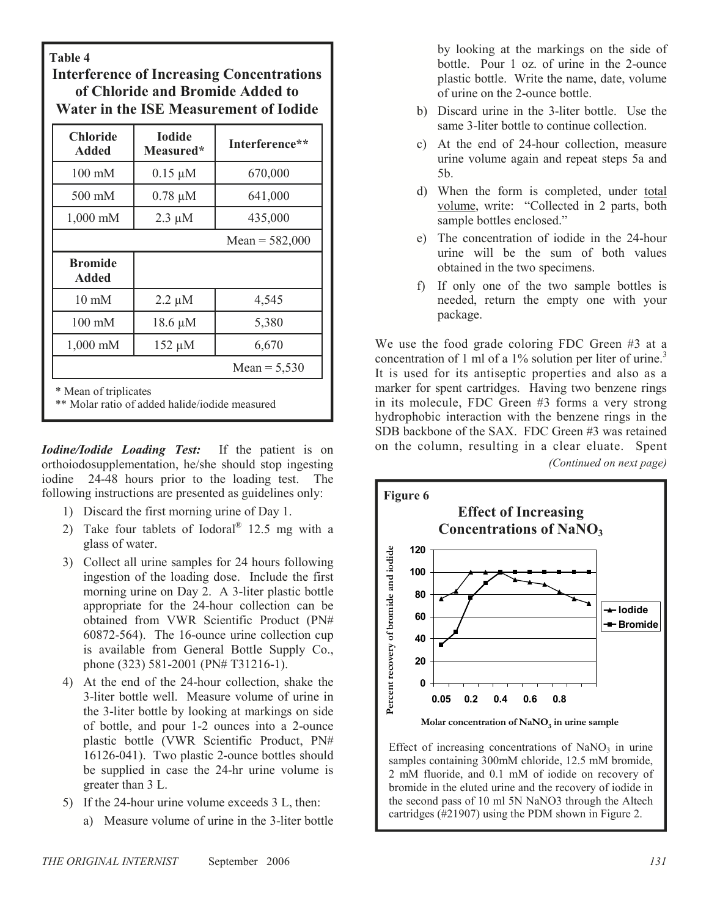**Table 4**
**Interference of Increasing Concentrations of Chloride and Bromide Added to Water in the ISE Measurement of Iodide**

| Chloride Added | Iodide Measured* | Interference** |
|---|---|---|
| 100 mM | 0.15 µM | 670,000 |
| 500 mM | 0.78 µM | 641,000 |
| 1,000 mM | 2.3 µM | 435,000 |
| | | Mean = 582,000 |
| **Bromide Added** | | |
| 10 mM | 2.2 µM | 4,545 |
| 100 mM | 18.6 µM | 5,380 |
| 1,000 mM | 152 µM | 6,670 |
| | | Mean = 5,530 |

\* Mean of triplicates
\** Molar ratio of added halide/iodide measured

***Iodine/Iodide Loading Test:*** If the patient is on orthoiodosupplementation, he/she should stop ingesting iodine 24-48 hours prior to the loading test. The following instructions are presented as guidelines only:

1) Discard the first morning urine of Day 1.
2) Take four tablets of Iodoral® 12.5 mg with a glass of water.
3) Collect all urine samples for 24 hours following ingestion of the loading dose. Include the first morning urine on Day 2. A 3-liter plastic bottle appropriate for the 24-hour collection can be obtained from VWR Scientific Product (PN# 60872-564). The 16-ounce urine collection cup is available from General Bottle Supply Co., phone (323) 581-2001 (PN# T31216-1).
4) At the end of the 24-hour collection, shake the 3-liter bottle well. Measure volume of urine in the 3-liter bottle by looking at markings on side of bottle, and pour 1-2 ounces into a 2-ounce plastic bottle (VWR Scientific Product, PN# 16126-041). Two plastic 2-ounce bottles should be supplied in case the 24-hr urine volume is greater than 3 L.
5) If the 24-hour urine volume exceeds 3 L, then:
   a) Measure volume of urine in the 3-liter bottle by looking at the markings on the side of bottle. Pour 1 oz. of urine in the 2-ounce plastic bottle. Write the name, date, volume of urine on the 2-ounce bottle.
   b) Discard urine in the 3-liter bottle. Use the same 3-liter bottle to continue collection.
   c) At the end of 24-hour collection, measure urine volume again and repeat steps 5a and 5b.
   d) When the form is completed, under total volume, write: "Collected in 2 parts, both sample bottles enclosed."
   e) The concentration of iodide in the 24-hour urine will be the sum of both values obtained in the two specimens.
   f) If only one of the two sample bottles is needed, return the empty one with your package.

We use the food grade coloring FDC Green #3 at a concentration of 1 ml of a 1% solution per liter of urine.[3] It is used for its antiseptic properties and also as a marker for spent cartridges. Having two benzene rings in its molecule, FDC Green #3 forms a very strong hydrophobic interaction with the benzene rings in the SDB backbone of the SAX. FDC Green #3 was retained on the column, resulting in a clear eluate. Spent

*(Continued on next page)*

**Figure 6**
**Effect of Increasing Concentrations of $NaNO_3$**

Effect of increasing concentrations of $NaNO_3$ in urine samples containing 300mM chloride, 12.5 mM bromide, 2 mM fluoride, and 0.1 mM of iodide on recovery of bromide in the eluted urine and the recovery of iodide in the second pass of 10 ml 5N NaNO3 through the Altech cartridges (#21907) using the PDM shown in Figure 2.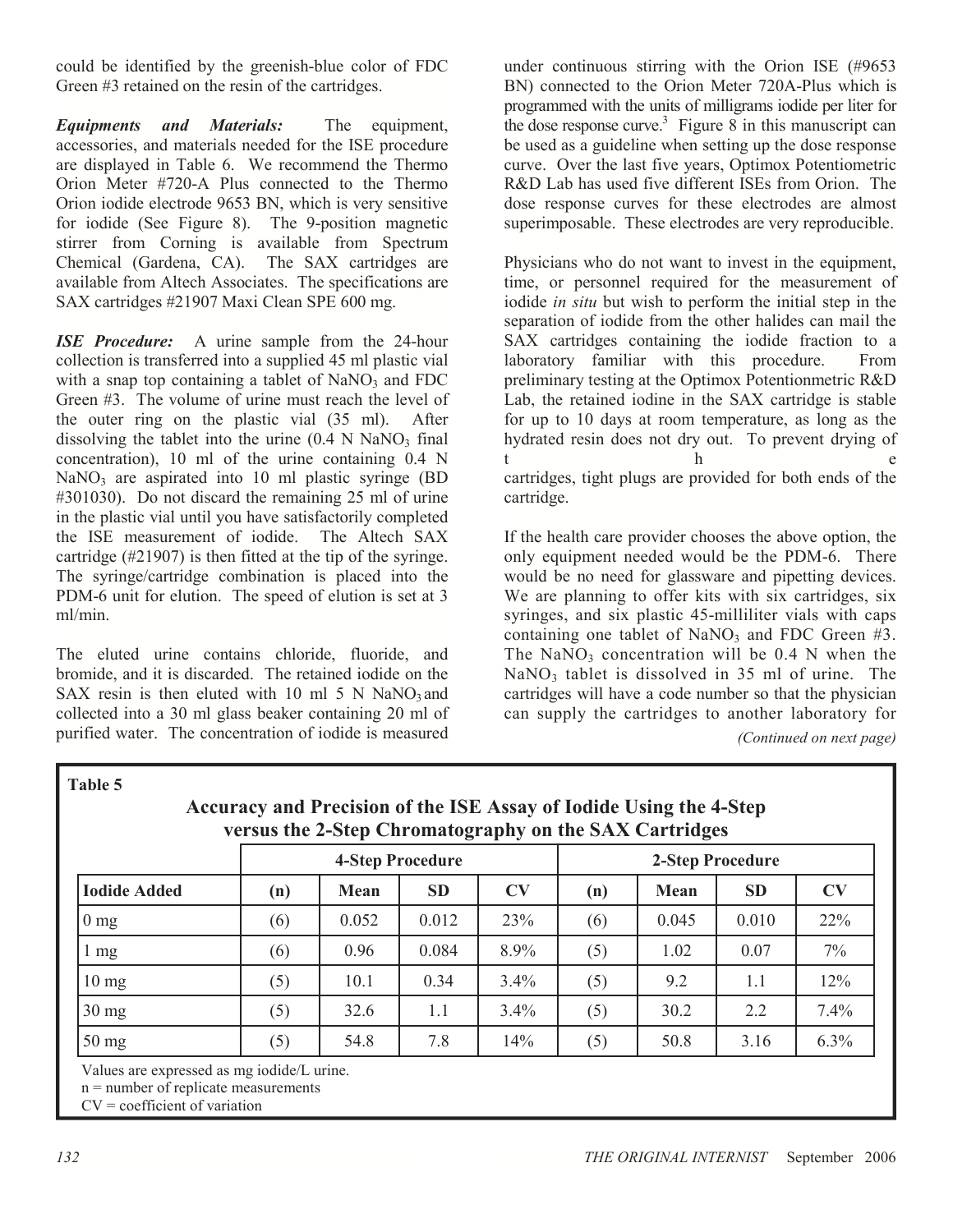could be identified by the greenish-blue color of FDC Green #3 retained on the resin of the cartridges.

***Equipments and Materials:*** The equipment, accessories, and materials needed for the ISE procedure are displayed in Table 6. We recommend the Thermo Orion Meter #720-A Plus connected to the Thermo Orion iodide electrode 9653 BN, which is very sensitive for iodide (See Figure 8). The 9-position magnetic stirrer from Corning is available from Spectrum Chemical (Gardena, CA). The SAX cartridges are available from Altech Associates. The specifications are SAX cartridges #21907 Maxi Clean SPE 600 mg.

***ISE Procedure:*** A urine sample from the 24-hour collection is transferred into a supplied 45 ml plastic vial with a snap top containing a tablet of $NaNO_3$ and FDC Green #3. The volume of urine must reach the level of the outer ring on the plastic vial (35 ml). After dissolving the tablet into the urine (0.4 N $NaNO_3$ final concentration), 10 ml of the urine containing 0.4 N $NaNO_3$ are aspirated into 10 ml plastic syringe (BD #301030). Do not discard the remaining 25 ml of urine in the plastic vial until you have satisfactorily completed the ISE measurement of iodide. The Altech SAX cartridge (#21907) is then fitted at the tip of the syringe. The syringe/cartridge combination is placed into the PDM-6 unit for elution. The speed of elution is set at 3 ml/min.

The eluted urine contains chloride, fluoride, and bromide, and it is discarded. The retained iodide on the SAX resin is then eluted with 10 ml 5 N $NaNO_3$ and collected into a 30 ml glass beaker containing 20 ml of purified water. The concentration of iodide is measured under continuous stirring with the Orion ISE (#9653 BN) connected to the Orion Meter 720A-Plus which is programmed with the units of milligrams iodide per liter for the dose response curve.[3] Figure 8 in this manuscript can be used as a guideline when setting up the dose response curve. Over the last five years, Optimox Potentiometric R&D Lab has used five different ISEs from Orion. The dose response curves for these electrodes are almost superimposable. These electrodes are very reproducible.

Physicians who do not want to invest in the equipment, time, or personnel required for the measurement of iodide *in situ* but wish to perform the initial step in the separation of iodide from the other halides can mail the SAX cartridges containing the iodide fraction to a laboratory familiar with this procedure. From preliminary testing at the Optimox Potentionmetric R&D Lab, the retained iodine in the SAX cartridge is stable for up to 10 days at room temperature, as long as the hydrated resin does not dry out. To prevent drying of the cartridges, tight plugs are provided for both ends of the cartridge.

If the health care provider chooses the above option, the only equipment needed would be the PDM-6. There would be no need for glassware and pipetting devices. We are planning to offer kits with six cartridges, six syringes, and six plastic 45-milliliter vials with caps containing one tablet of $NaNO_3$ and FDC Green #3. The $NaNO_3$ concentration will be 0.4 N when the $NaNO_3$ tablet is dissolved in 35 ml of urine. The cartridges will have a code number so that the physician can supply the cartridges to another laboratory for

*(Continued on next page)*

**Table 5**

**Accuracy and Precision of the ISE Assay of Iodide Using the 4-Step versus the 2-Step Chromatography on the SAX Cartridges**

| | 4-Step Procedure | | | | 2-Step Procedure | | | |
|---|---|---|---|---|---|---|---|---|
| **Iodide Added** | **(n)** | **Mean** | **SD** | **CV** | **(n)** | **Mean** | **SD** | **CV** |
| 0 mg | (6) | 0.052 | 0.012 | 23% | (6) | 0.045 | 0.010 | 22% |
| 1 mg | (6) | 0.96 | 0.084 | 8.9% | (5) | 1.02 | 0.07 | 7% |
| 10 mg | (5) | 10.1 | 0.34 | 3.4% | (5) | 9.2 | 1.1 | 12% |
| 30 mg | (5) | 32.6 | 1.1 | 3.4% | (5) | 30.2 | 2.2 | 7.4% |
| 50 mg | (5) | 54.8 | 7.8 | 14% | (5) | 50.8 | 3.16 | 6.3% |

Values are expressed as mg iodide/L urine.
n = number of replicate measurements
CV = coefficient of variation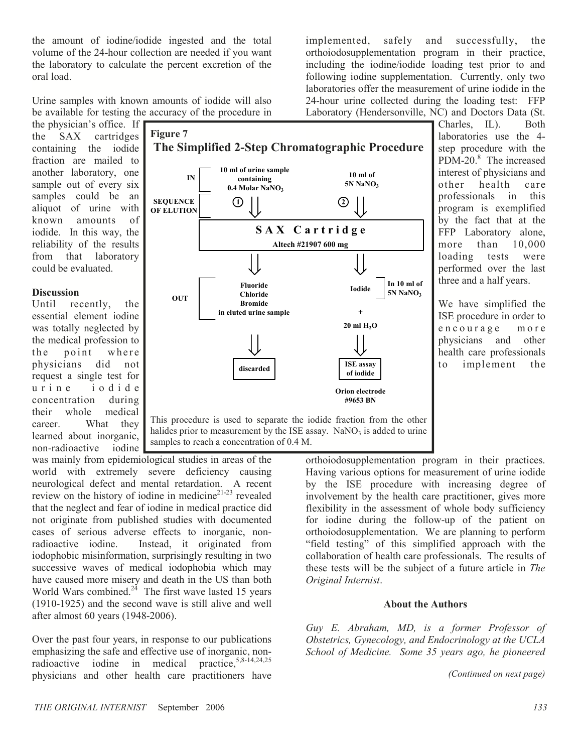the amount of iodine/iodide ingested and the total volume of the 24-hour collection are needed if you want the laboratory to calculate the percent excretion of the oral load.

Urine samples with known amounts of iodide will also be available for testing the accuracy of the procedure in the physician's office. If the SAX cartridges containing the iodide fraction are mailed to another laboratory, one sample out of every six samples could be an aliquot of urine with known amounts of iodide. In this way, the reliability of the results from that laboratory could be evaluated.

**Figure 7**

**The Simplified 2-Step Chromatographic Procedure**

- IN / SEQUENCE OF ELUTION:
  1. 10 ml of urine sample containing 0.4 Molar $NaNO_3$
  2. 10 ml of 5N $NaNO_3$
- SAX Cartridge — Altech #21907 600 mg
- OUT:
  - Fluoride, Chloride, Bromide in eluted urine sample → discarded
  - Iodide (In 10 ml of 5N $NaNO_3$) + 20 ml $H_2O$ → ISE assay of iodide (Orion electrode #9653 BN)

This procedure is used to separate the iodide fraction from the other halides prior to measurement by the ISE assay. $NaNO_3$ is added to urine samples to reach a concentration of 0.4 M.

### Discussion

Until recently, the essential element iodine was totally neglected by the medical profession to the point where physicians did not request a single test for urine iodide concentration during their whole medical career. What they learned about inorganic, non-radioactive iodine was mainly from epidemiological studies in areas of the world with extremely severe deficiency causing neurological defect and mental retardation. A recent review on the history of iodine in medicine[21-23] revealed that the neglect and fear of iodine in medical practice did not originate from published studies with documented cases of serious adverse effects to inorganic, non-radioactive iodine. Instead, it originated from iodophobic misinformation, surprisingly resulting in two successive waves of medical iodophobia which may have caused more misery and death in the US than both World Wars combined.[24] The first wave lasted 15 years (1910-1925) and the second wave is still alive and well after almost 60 years (1948-2006).

Over the past four years, in response to our publications emphasizing the safe and effective use of inorganic, non-radioactive iodine in medical practice,[5,8-14,24,25] physicians and other health care practitioners have implemented, safely and successfully, the orthoiodosupplementation program in their practice, including the iodine/iodide loading test prior to and following iodine supplementation. Currently, only two laboratories offer the measurement of urine iodide in the 24-hour urine collected during the loading test: FFP Laboratory (Hendersonville, NC) and Doctors Data (St. Charles, IL). Both laboratories use the 4-step procedure with the PDM-20.[8] The increased interest of physicians and other health care professionals in this program is exemplified by the fact that at the FFP Laboratory alone, more than 10,000 loading tests were performed over the last three and a half years.

We have simplified the ISE procedure in order to encourage more physicians and other health care professionals to implement the orthoiodosupplementation program in their practices. Having various options for measurement of urine iodide by the ISE procedure with increasing degree of involvement by the health care practitioner, gives more flexibility in the assessment of whole body sufficiency for iodine during the follow-up of the patient on orthoiodosupplementation. We are planning to perform "field testing" of this simplified approach with the collaboration of health care professionals. The results of these tests will be the subject of a future article in *The Original Internist*.

#### About the Authors

*Guy E. Abraham, MD, is a former Professor of Obstetrics, Gynecology, and Endocrinology at the UCLA School of Medicine. Some 35 years ago, he pioneered*

*(Continued on next page)*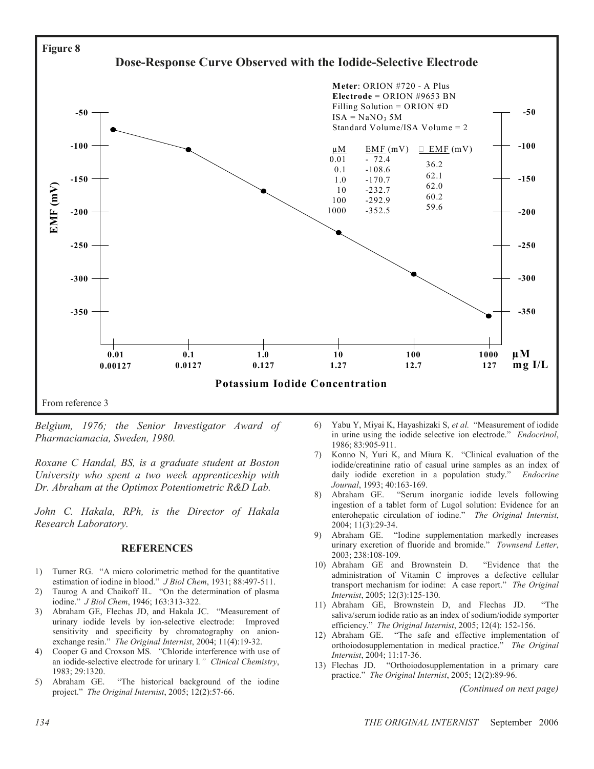**Figure 8**

**Dose-Response Curve Observed with the Iodide-Selective Electrode**

**Meter**: ORION #720 - A Plus
**Electrode** = ORION #9653 BN
Filling Solution = ORION #D
ISA = $NaNO_3$ 5M
Standard Volume/ISA Volume = 2

| μM | EMF (mV) | Δ EMF (mV) |
|---|---|---|
| 0.01 | - 72.4 | |
| | | 36.2 |
| 0.1 | -108.6 | |
| | | 62.1 |
| 1.0 | -170.7 | |
| | | 62.0 |
| 10 | -232.7 | |
| | | 60.2 |
| 100 | -292.9 | |
| | | 59.6 |
| 1000 | -352.5 | |

EMF (mV) axis: -50, -100, -150, -200, -250, -300, -350

**Potassium Iodide Concentration**

| μM | 0.01 | 0.1 | 1.0 | 10 | 100 | 1000 |
|---|---|---|---|---|---|---|
| mg I/L | 0.00127 | 0.0127 | 0.127 | 1.27 | 12.7 | 127 |

From reference 3

*Belgium, 1976; the Senior Investigator Award of Pharmaciamacia, Sweden, 1980.*

*Roxane C Handal, BS, is a graduate student at Boston University who spent a two week apprenticeship with Dr. Abraham at the Optimox Potentiometric R&D Lab.*

*John C. Hakala, RPh, is the Director of Hakala Research Laboratory.*

## REFERENCES

1) Turner RG. "A micro colorimetric method for the quantitative estimation of iodine in blood." *J Biol Chem*, 1931; 88:497-511.
2) Taurog A and Chaikoff IL. "On the determination of plasma iodine." *J Biol Chem*, 1946; 163:313-322.
3) Abraham GE, Flechas JD, and Hakala JC. "Measurement of urinary iodide levels by ion-selective electrode: Improved sensitivity and specificity by chromatography on anion-exchange resin." *The Original Internist*, 2004; 11(4):19-32.
4) Cooper G and Croxson MS. *"*Chloride interference with use of an iodide-selective electrode for urinary I*."* *Clinical Chemistry*, 1983; 29:1320.
5) Abraham GE. "The historical background of the iodine project." *The Original Internist*, 2005; 12(2):57-66.
6) Yabu Y, Miyai K, Hayashizaki S, *et al.* "Measurement of iodide in urine using the iodide selective ion electrode." *Endocrinol*, 1986; 83:905-911.
7) Konno N, Yuri K, and Miura K. "Clinical evaluation of the iodide/creatinine ratio of casual urine samples as an index of daily iodide excretion in a population study." *Endocrine Journal*, 1993; 40:163-169.
8) Abraham GE. "Serum inorganic iodide levels following ingestion of a tablet form of Lugol solution: Evidence for an enterohepatic circulation of iodine." *The Original Internist*, 2004; 11(3):29-34.
9) Abraham GE. "Iodine supplementation markedly increases urinary excretion of fluoride and bromide." *Townsend Letter*, 2003; 238:108-109.
10) Abraham GE and Brownstein D. "Evidence that the administration of Vitamin C improves a defective cellular transport mechanism for iodine: A case report." *The Original Internist*, 2005; 12(3):125-130.
11) Abraham GE, Brownstein D, and Flechas JD. "The saliva/serum iodide ratio as an index of sodium/iodide symporter efficiency." *The Original Internist*, 2005; 12(4): 152-156.
12) Abraham GE. "The safe and effective implementation of orthoiodosupplementation in medical practice." *The Original Internist*, 2004; 11:17-36.
13) Flechas JD. "Orthoiodosupplementation in a primary care practice." *The Original Internist*, 2005; 12(2):89-96.

*(Continued on next page)*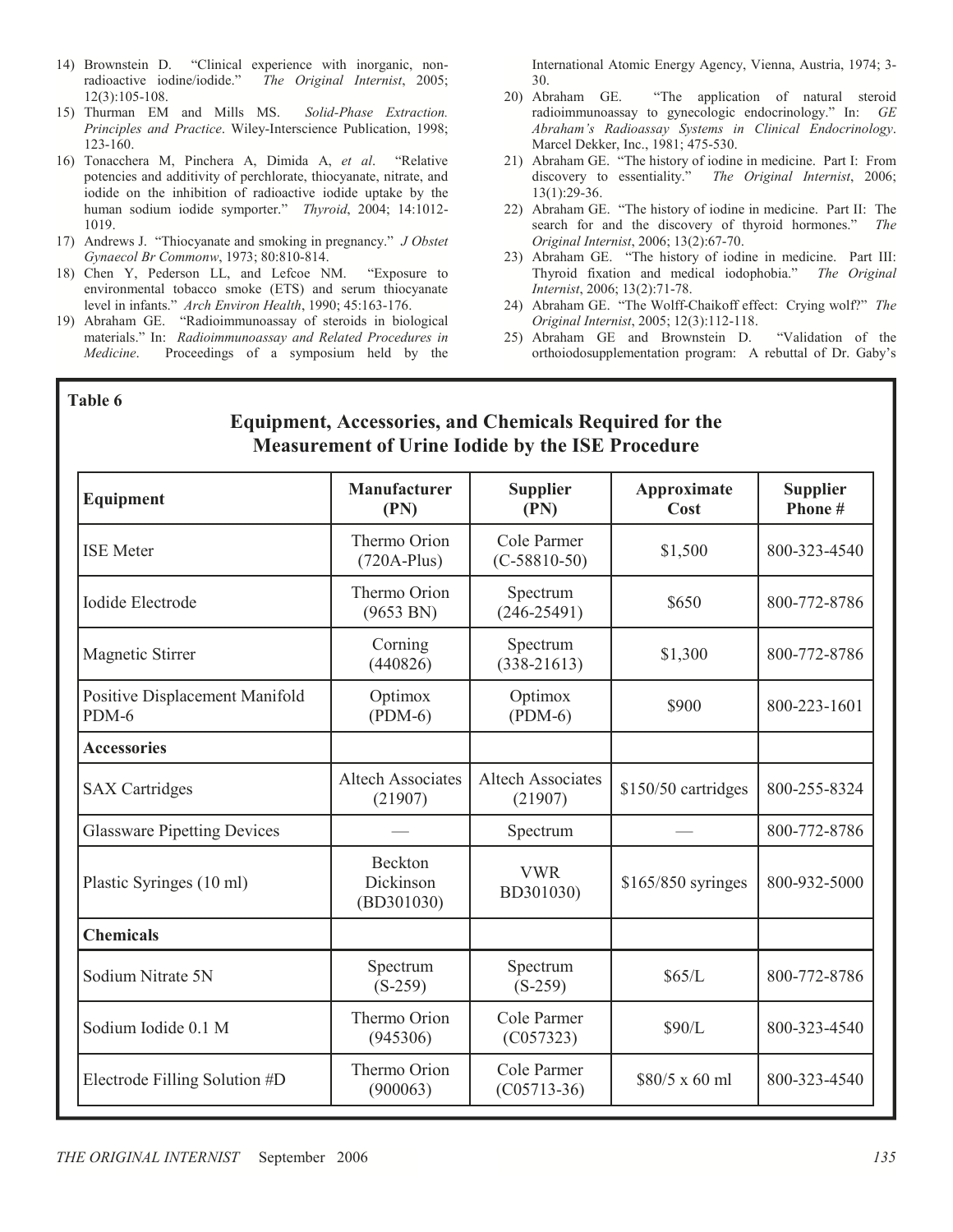14) Brownstein D. "Clinical experience with inorganic, non-radioactive iodine/iodide." *The Original Internist*, 2005; 12(3):105-108.
15) Thurman EM and Mills MS. *Solid-Phase Extraction. Principles and Practice*. Wiley-Interscience Publication, 1998; 123-160.
16) Tonacchera M, Pinchera A, Dimida A, *et al*. "Relative potencies and additivity of perchlorate, thiocyanate, nitrate, and iodide on the inhibition of radioactive iodide uptake by the human sodium iodide symporter." *Thyroid*, 2004; 14:1012-1019.
17) Andrews J. "Thiocyanate and smoking in pregnancy." *J Obstet Gynaecol Br Commonw*, 1973; 80:810-814.
18) Chen Y, Pederson LL, and Lefcoe NM. "Exposure to environmental tobacco smoke (ETS) and serum thiocyanate level in infants." *Arch Environ Health*, 1990; 45:163-176.
19) Abraham GE. "Radioimmunoassay of steroids in biological materials." In: *Radioimmunoassay and Related Procedures in Medicine*. Proceedings of a symposium held by the International Atomic Energy Agency, Vienna, Austria, 1974; 3-30.
20) Abraham GE. "The application of natural steroid radioimmunoassay to gynecologic endocrinology." In: *GE Abraham's Radioassay Systems in Clinical Endocrinology*. Marcel Dekker, Inc., 1981; 475-530.
21) Abraham GE. "The history of iodine in medicine. Part I: From discovery to essentiality." *The Original Internist*, 2006; 13(1):29-36.
22) Abraham GE. "The history of iodine in medicine. Part II: The search for and the discovery of thyroid hormones." *The Original Internist*, 2006; 13(2):67-70.
23) Abraham GE. "The history of iodine in medicine. Part III: Thyroid fixation and medical iodophobia." *The Original Internist*, 2006; 13(2):71-78.
24) Abraham GE. "The Wolff-Chaikoff effect: Crying wolf?" *The Original Internist*, 2005; 12(3):112-118.
25) Abraham GE and Brownstein D. "Validation of the orthoiodosupplementation program: A rebuttal of Dr. Gaby's

**Table 6**

## Equipment, Accessories, and Chemicals Required for the Measurement of Urine Iodide by the ISE Procedure

| Equipment | Manufacturer (PN) | Supplier (PN) | Approximate Cost | Supplier Phone # |
|---|---|---|---|---|
| ISE Meter | Thermo Orion (720A-Plus) | Cole Parmer (C-58810-50) | $1,500 | 800-323-4540 |
| Iodide Electrode | Thermo Orion (9653 BN) | Spectrum (246-25491) | $650 | 800-772-8786 |
| Magnetic Stirrer | Corning (440826) | Spectrum (338-21613) | $1,300 | 800-772-8786 |
| Positive Displacement Manifold PDM-6 | Optimox (PDM-6) | Optimox (PDM-6) | $900 | 800-223-1601 |
| **Accessories** | | | | |
| SAX Cartridges | Altech Associates (21907) | Altech Associates (21907) | $150/50 cartridges | 800-255-8324 |
| Glassware Pipetting Devices | — | Spectrum | — | 800-772-8786 |
| Plastic Syringes (10 ml) | Beckton Dickinson (BD301030) | VWR BD301030) | $165/850 syringes | 800-932-5000 |
| **Chemicals** | | | | |
| Sodium Nitrate 5N | Spectrum (S-259) | Spectrum (S-259) | $65/L | 800-772-8786 |
| Sodium Iodide 0.1 M | Thermo Orion (945306) | Cole Parmer (C057323) | $90/L | 800-323-4540 |
| Electrode Filling Solution #D | Thermo Orion (900063) | Cole Parmer (C05713-36) | $80/5 x 60 ml | 800-323-4540 |